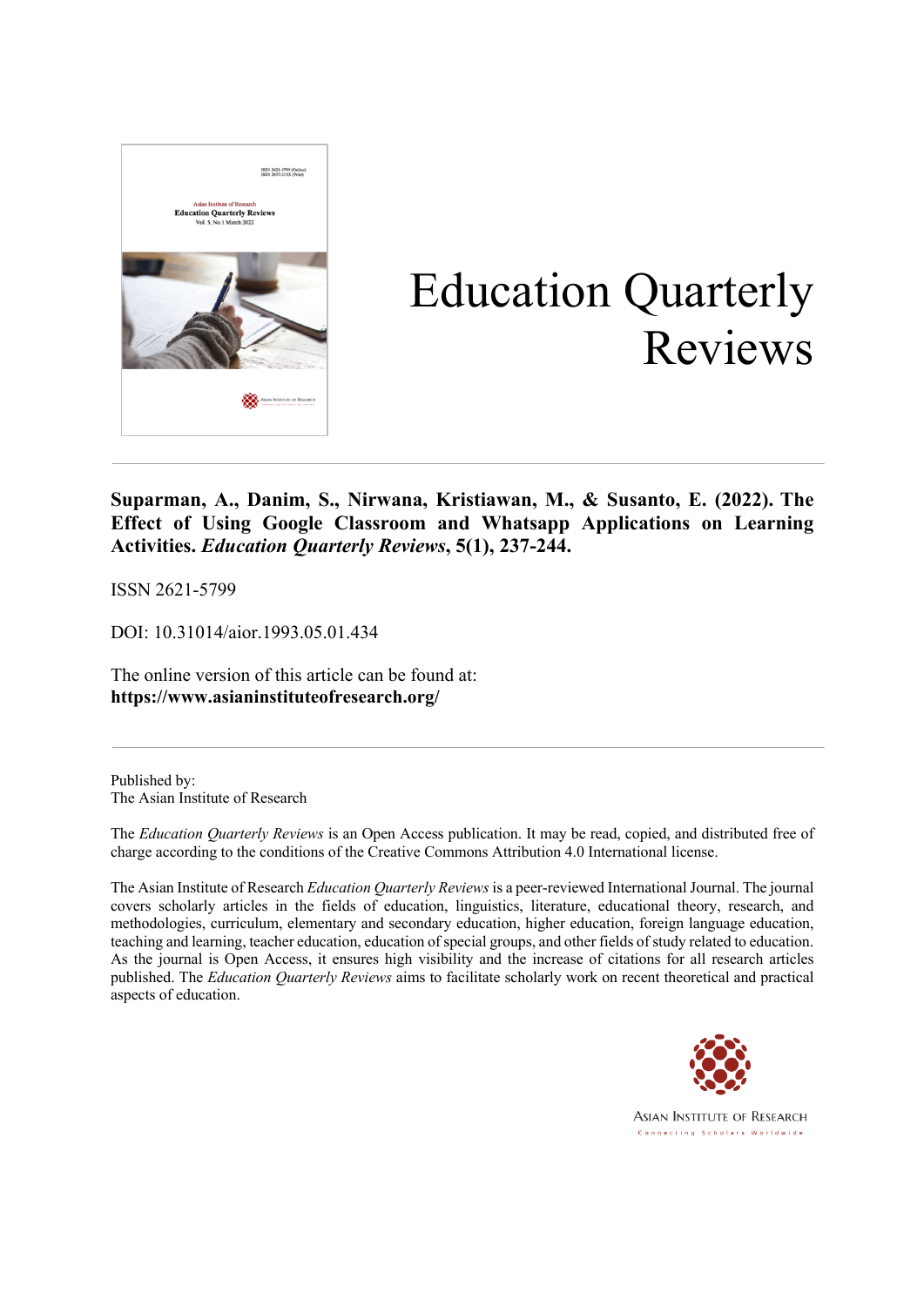# Education Quarterly Reviews

**Suparman, A., Danim, S., Nirwana, Kristiawan, M., & Susanto, E. (2022). The Effect of Using Google Classroom and Whatsapp Applications on Learning Activities. *Education Quarterly Reviews*, 5(1), 237-244.**

ISSN 2621-5799

DOI: 10.31014/aior.1993.05.01.434

The online version of this article can be found at:
**https://www.asianinstituteofresearch.org/**

Published by:
The Asian Institute of Research

The *Education Quarterly Reviews* is an Open Access publication. It may be read, copied, and distributed free of charge according to the conditions of the Creative Commons Attribution 4.0 International license.

The Asian Institute of Research *Education Quarterly Reviews* is a peer-reviewed International Journal. The journal covers scholarly articles in the fields of education, linguistics, literature, educational theory, research, and methodologies, curriculum, elementary and secondary education, higher education, foreign language education, teaching and learning, teacher education, education of special groups, and other fields of study related to education. As the journal is Open Access, it ensures high visibility and the increase of citations for all research articles published. The *Education Quarterly Reviews* aims to facilitate scholarly work on recent theoretical and practical aspects of education.

ASIAN INSTITUTE OF RESEARCH
Connecting Scholars Worldwide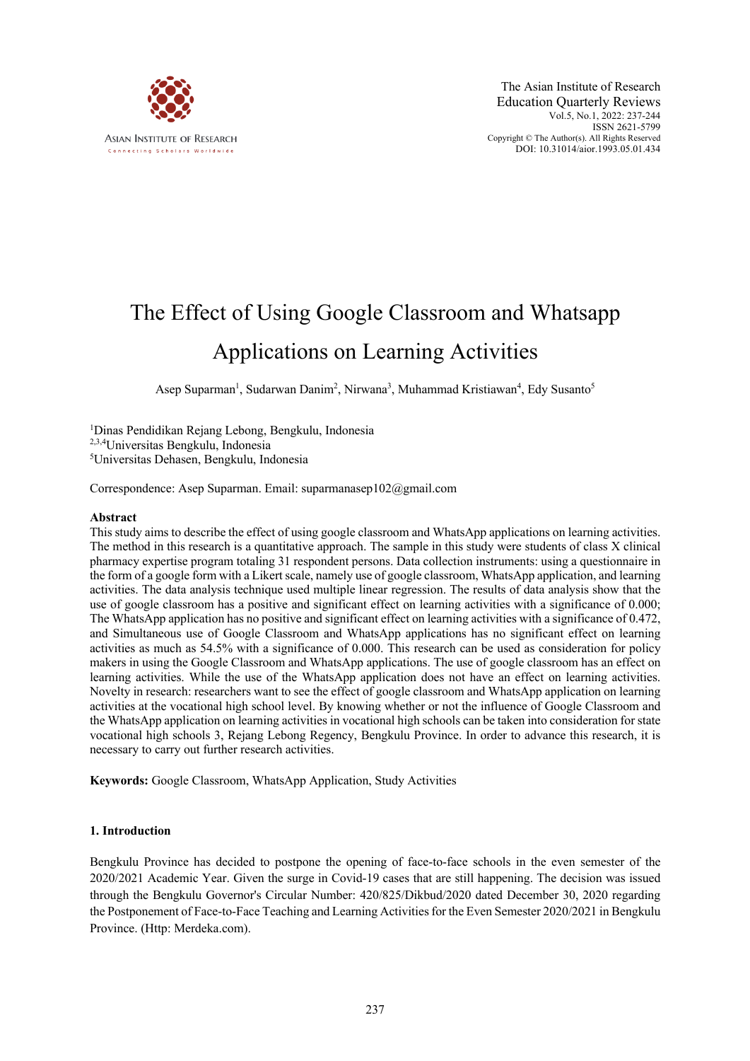# The Effect of Using Google Classroom and Whatsapp Applications on Learning Activities

Asep Suparman[1], Sudarwan Danim[2], Nirwana[3], Muhammad Kristiawan[4], Edy Susanto[5]

[1]Dinas Pendidikan Rejang Lebong, Bengkulu, Indonesia
[2,3,4]Universitas Bengkulu, Indonesia
[5]Universitas Dehasen, Bengkulu, Indonesia

Correspondence: Asep Suparman. Email: suparmanasep102@gmail.com

**Abstract**

This study aims to describe the effect of using google classroom and WhatsApp applications on learning activities. The method in this research is a quantitative approach. The sample in this study were students of class X clinical pharmacy expertise program totaling 31 respondent persons. Data collection instruments: using a questionnaire in the form of a google form with a Likert scale, namely use of google classroom, WhatsApp application, and learning activities. The data analysis technique used multiple linear regression. The results of data analysis show that the use of google classroom has a positive and significant effect on learning activities with a significance of 0.000; The WhatsApp application has no positive and significant effect on learning activities with a significance of 0.472, and Simultaneous use of Google Classroom and WhatsApp applications has no significant effect on learning activities as much as 54.5% with a significance of 0.000. This research can be used as consideration for policy makers in using the Google Classroom and WhatsApp applications. The use of google classroom has an effect on learning activities. While the use of the WhatsApp application does not have an effect on learning activities. Novelty in research: researchers want to see the effect of google classroom and WhatsApp application on learning activities at the vocational high school level. By knowing whether or not the influence of Google Classroom and the WhatsApp application on learning activities in vocational high schools can be taken into consideration for state vocational high schools 3, Rejang Lebong Regency, Bengkulu Province. In order to advance this research, it is necessary to carry out further research activities.

**Keywords:** Google Classroom, WhatsApp Application, Study Activities

## 1. Introduction

Bengkulu Province has decided to postpone the opening of face-to-face schools in the even semester of the 2020/2021 Academic Year. Given the surge in Covid-19 cases that are still happening. The decision was issued through the Bengkulu Governor's Circular Number: 420/825/Dikbud/2020 dated December 30, 2020 regarding the Postponement of Face-to-Face Teaching and Learning Activities for the Even Semester 2020/2021 in Bengkulu Province. (Http: Merdeka.com).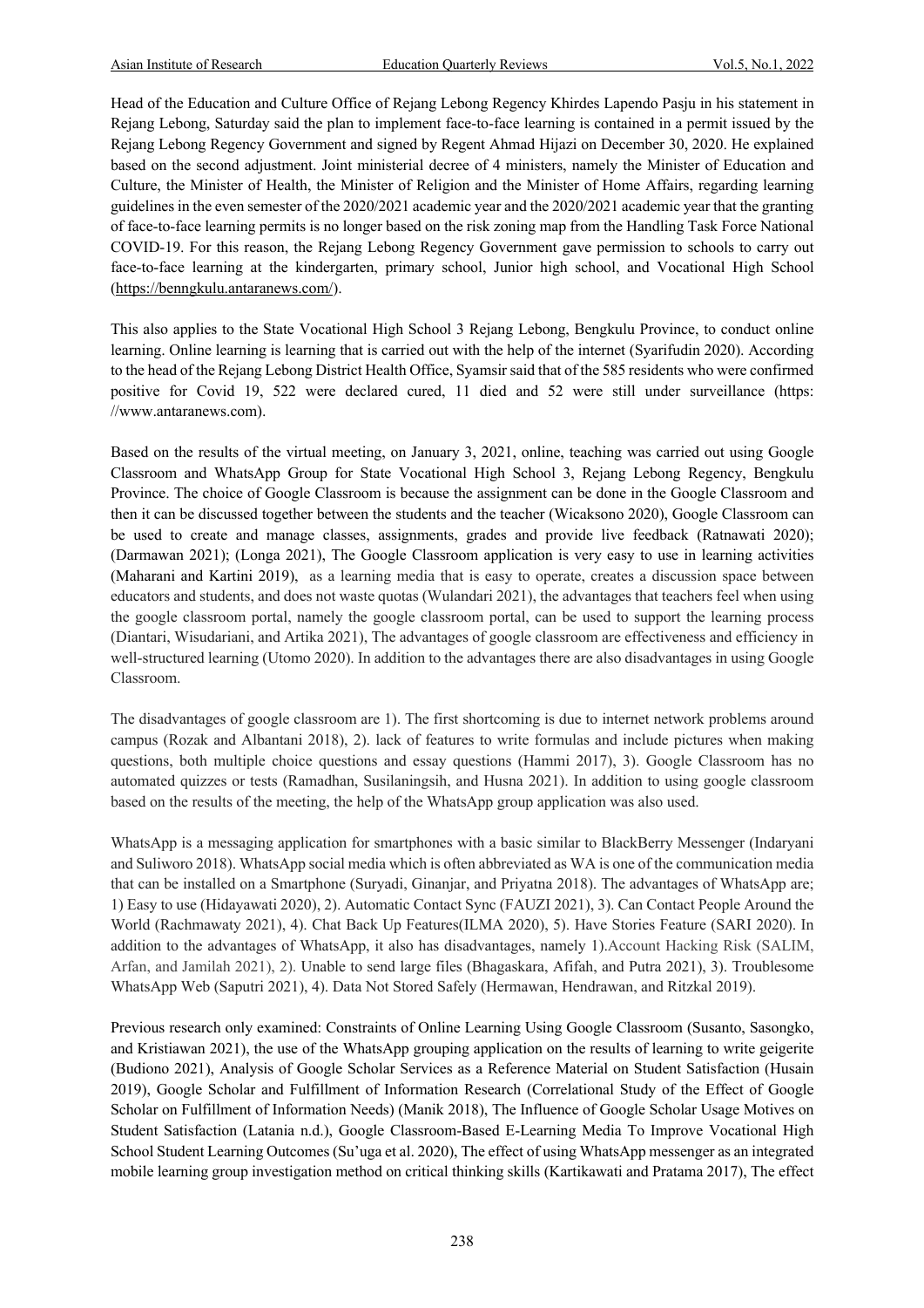Head of the Education and Culture Office of Rejang Lebong Regency Khirdes Lapendo Pasju in his statement in Rejang Lebong, Saturday said the plan to implement face-to-face learning is contained in a permit issued by the Rejang Lebong Regency Government and signed by Regent Ahmad Hijazi on December 30, 2020. He explained based on the second adjustment. Joint ministerial decree of 4 ministers, namely the Minister of Education and Culture, the Minister of Health, the Minister of Religion and the Minister of Home Affairs, regarding learning guidelines in the even semester of the 2020/2021 academic year and the 2020/2021 academic year that the granting of face-to-face learning permits is no longer based on the risk zoning map from the Handling Task Force National COVID-19. For this reason, the Rejang Lebong Regency Government gave permission to schools to carry out face-to-face learning at the kindergarten, primary school, Junior high school, and Vocational High School (https://benngkulu.antaranews.com/).

This also applies to the State Vocational High School 3 Rejang Lebong, Bengkulu Province, to conduct online learning. Online learning is learning that is carried out with the help of the internet (Syarifudin 2020). According to the head of the Rejang Lebong District Health Office, Syamsir said that of the 585 residents who were confirmed positive for Covid 19, 522 were declared cured, 11 died and 52 were still under surveillance (https: //www.antaranews.com).

Based on the results of the virtual meeting, on January 3, 2021, online, teaching was carried out using Google Classroom and WhatsApp Group for State Vocational High School 3, Rejang Lebong Regency, Bengkulu Province. The choice of Google Classroom is because the assignment can be done in the Google Classroom and then it can be discussed together between the students and the teacher (Wicaksono 2020), Google Classroom can be used to create and manage classes, assignments, grades and provide live feedback (Ratnawati 2020); (Darmawan 2021); (Longa 2021), The Google Classroom application is very easy to use in learning activities (Maharani and Kartini 2019), as a learning media that is easy to operate, creates a discussion space between educators and students, and does not waste quotas (Wulandari 2021), the advantages that teachers feel when using the google classroom portal, namely the google classroom portal, can be used to support the learning process (Diantari, Wisudariani, and Artika 2021), The advantages of google classroom are effectiveness and efficiency in well-structured learning (Utomo 2020). In addition to the advantages there are also disadvantages in using Google Classroom.

The disadvantages of google classroom are 1). The first shortcoming is due to internet network problems around campus (Rozak and Albantani 2018), 2). lack of features to write formulas and include pictures when making questions, both multiple choice questions and essay questions (Hammi 2017), 3). Google Classroom has no automated quizzes or tests (Ramadhan, Susilaningsih, and Husna 2021). In addition to using google classroom based on the results of the meeting, the help of the WhatsApp group application was also used.

WhatsApp is a messaging application for smartphones with a basic similar to BlackBerry Messenger (Indaryani and Suliworo 2018). WhatsApp social media which is often abbreviated as WA is one of the communication media that can be installed on a Smartphone (Suryadi, Ginanjar, and Priyatna 2018). The advantages of WhatsApp are; 1) Easy to use (Hidayawati 2020), 2). Automatic Contact Sync (FAUZI 2021), 3). Can Contact People Around the World (Rachmawaty 2021), 4). Chat Back Up Features(ILMA 2020), 5). Have Stories Feature (SARI 2020). In addition to the advantages of WhatsApp, it also has disadvantages, namely 1).Account Hacking Risk (SALIM, Arfan, and Jamilah 2021), 2). Unable to send large files (Bhagaskara, Afifah, and Putra 2021), 3). Troublesome WhatsApp Web (Saputri 2021), 4). Data Not Stored Safely (Hermawan, Hendrawan, and Ritzkal 2019).

Previous research only examined: Constraints of Online Learning Using Google Classroom (Susanto, Sasongko, and Kristiawan 2021), the use of the WhatsApp grouping application on the results of learning to write geigerite (Budiono 2021), Analysis of Google Scholar Services as a Reference Material on Student Satisfaction (Husain 2019), Google Scholar and Fulfillment of Information Research (Correlational Study of the Effect of Google Scholar on Fulfillment of Information Needs) (Manik 2018), The Influence of Google Scholar Usage Motives on Student Satisfaction (Latania n.d.), Google Classroom-Based E-Learning Media To Improve Vocational High School Student Learning Outcomes (Su'uga et al. 2020), The effect of using WhatsApp messenger as an integrated mobile learning group investigation method on critical thinking skills (Kartikawati and Pratama 2017), The effect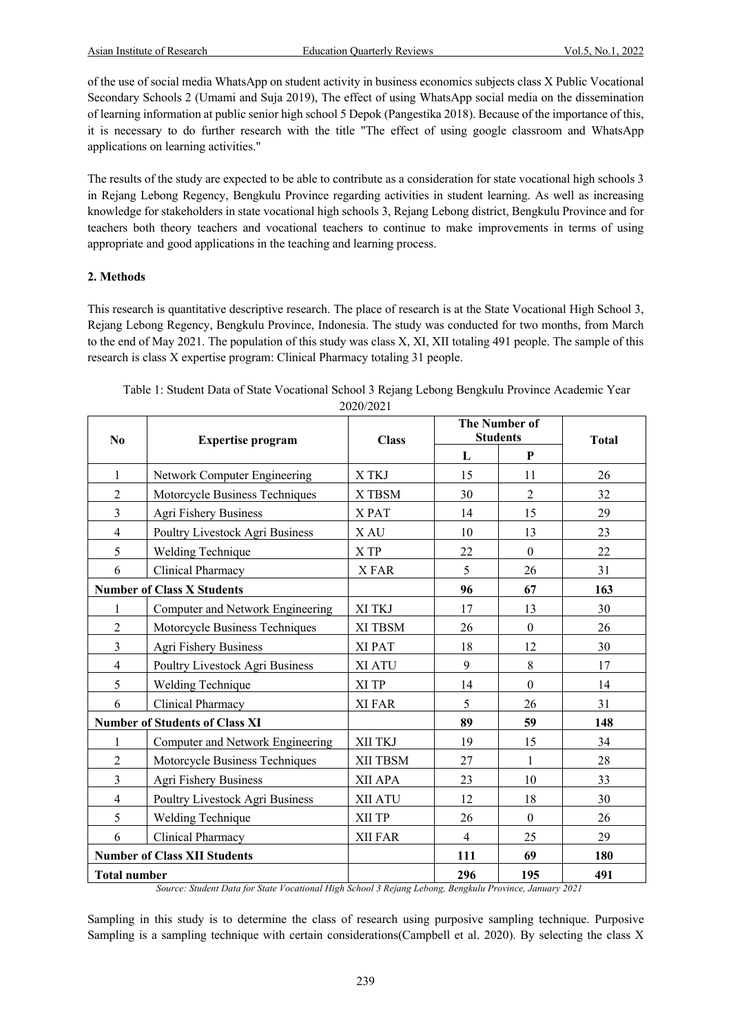of the use of social media WhatsApp on student activity in business economics subjects class X Public Vocational Secondary Schools 2 (Umami and Suja 2019), The effect of using WhatsApp social media on the dissemination of learning information at public senior high school 5 Depok (Pangestika 2018). Because of the importance of this, it is necessary to do further research with the title "The effect of using google classroom and WhatsApp applications on learning activities."

The results of the study are expected to be able to contribute as a consideration for state vocational high schools 3 in Rejang Lebong Regency, Bengkulu Province regarding activities in student learning. As well as increasing knowledge for stakeholders in state vocational high schools 3, Rejang Lebong district, Bengkulu Province and for teachers both theory teachers and vocational teachers to continue to make improvements in terms of using appropriate and good applications in the teaching and learning process.

## 2. Methods

This research is quantitative descriptive research. The place of research is at the State Vocational High School 3, Rejang Lebong Regency, Bengkulu Province, Indonesia. The study was conducted for two months, from March to the end of May 2021. The population of this study was class X, XI, XII totaling 491 people. The sample of this research is class X expertise program: Clinical Pharmacy totaling 31 people.

Table 1: Student Data of State Vocational School 3 Rejang Lebong Bengkulu Province Academic Year 2020/2021

| No | Expertise program | Class | The Number of Students | | Total |
|---|---|---|---|---|---|
| | | | L | P | |
| 1 | Network Computer Engineering | X TKJ | 15 | 11 | 26 |
| 2 | Motorcycle Business Techniques | X TBSM | 30 | 2 | 32 |
| 3 | Agri Fishery Business | X PAT | 14 | 15 | 29 |
| 4 | Poultry Livestock Agri Business | X AU | 10 | 13 | 23 |
| 5 | Welding Technique | X TP | 22 | 0 | 22 |
| 6 | Clinical Pharmacy | X FAR | 5 | 26 | 31 |
| **Number of Class X Students** | | | **96** | **67** | **163** |
| 1 | Computer and Network Engineering | XI TKJ | 17 | 13 | 30 |
| 2 | Motorcycle Business Techniques | XI TBSM | 26 | 0 | 26 |
| 3 | Agri Fishery Business | XI PAT | 18 | 12 | 30 |
| 4 | Poultry Livestock Agri Business | XI ATU | 9 | 8 | 17 |
| 5 | Welding Technique | XI TP | 14 | 0 | 14 |
| 6 | Clinical Pharmacy | XI FAR | 5 | 26 | 31 |
| **Number of Students of Class XI** | | | **89** | **59** | **148** |
| 1 | Computer and Network Engineering | XII TKJ | 19 | 15 | 34 |
| 2 | Motorcycle Business Techniques | XII TBSM | 27 | 1 | 28 |
| 3 | Agri Fishery Business | XII APA | 23 | 10 | 33 |
| 4 | Poultry Livestock Agri Business | XII ATU | 12 | 18 | 30 |
| 5 | Welding Technique | XII TP | 26 | 0 | 26 |
| 6 | Clinical Pharmacy | XII FAR | 4 | 25 | 29 |
| **Number of Class XII Students** | | | **111** | **69** | **180** |
| **Total number** | | | **296** | **195** | **491** |

*Source: Student Data for State Vocational High School 3 Rejang Lebong, Bengkulu Province, January 2021*

Sampling in this study is to determine the class of research using purposive sampling technique. Purposive Sampling is a sampling technique with certain considerations(Campbell et al. 2020). By selecting the class X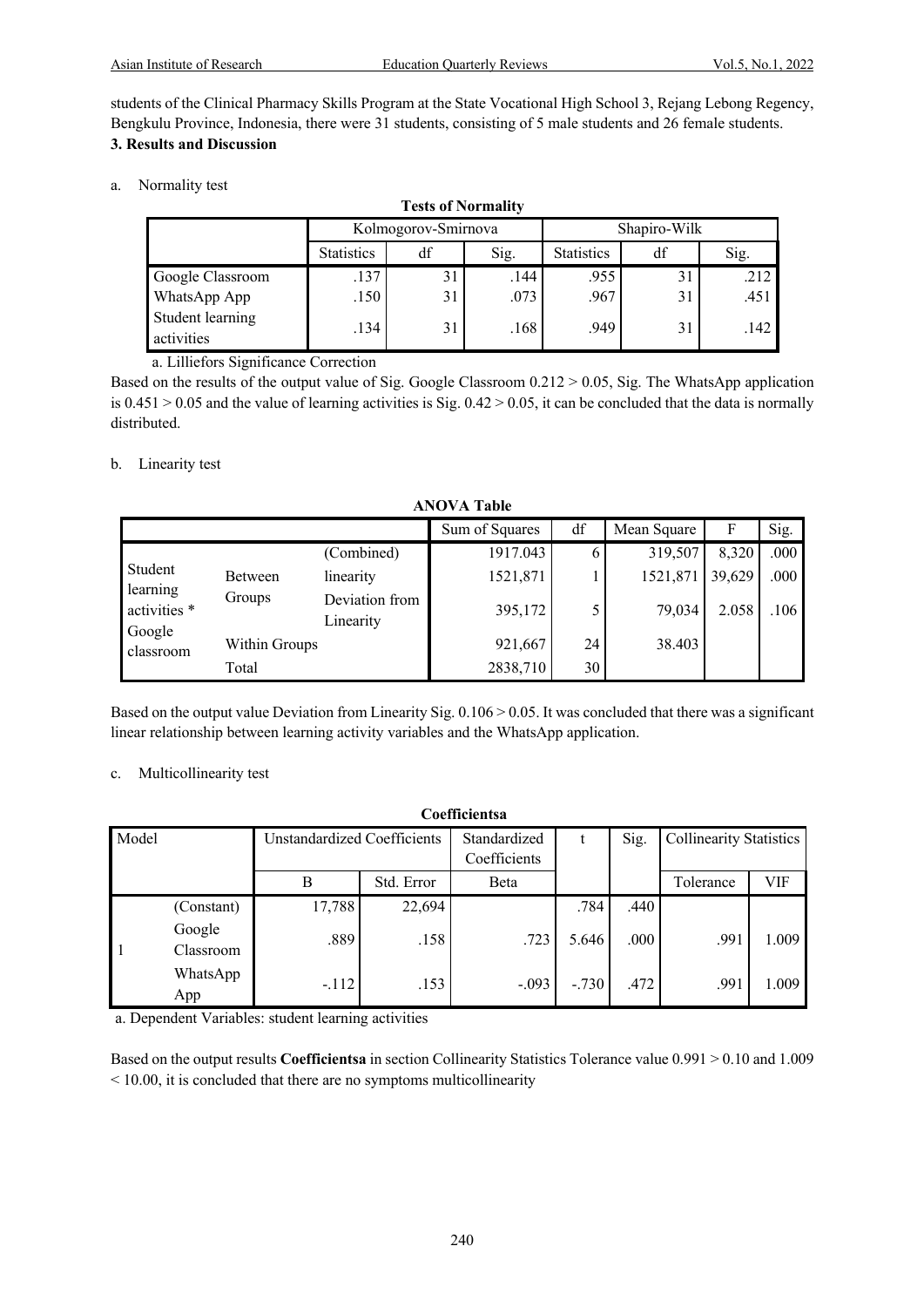students of the Clinical Pharmacy Skills Program at the State Vocational High School 3, Rejang Lebong Regency, Bengkulu Province, Indonesia, there were 31 students, consisting of 5 male students and 26 female students.

**3. Results and Discussion**

a. Normality test

**Tests of Normality**

| | Kolmogorov-Smirnova | | | Shapiro-Wilk | | |
|---|---|---|---|---|---|---|
| | Statistics | df | Sig. | Statistics | df | Sig. |
| Google Classroom | .137 | 31 | .144 | .955 | 31 | .212 |
| WhatsApp App | .150 | 31 | .073 | .967 | 31 | .451 |
| Student learning activities | .134 | 31 | .168 | .949 | 31 | .142 |

a. Lilliefors Significance Correction

Based on the results of the output value of Sig. Google Classroom 0.212 > 0.05, Sig. The WhatsApp application is 0.451 > 0.05 and the value of learning activities is Sig. 0.42 > 0.05, it can be concluded that the data is normally distributed.

b. Linearity test

**ANOVA Table**

| | | | Sum of Squares | df | Mean Square | F | Sig. |
|---|---|---|---|---|---|---|---|
| Student learning activities * Google classroom | Between Groups | (Combined) | 1917.043 | 6 | 319,507 | 8,320 | .000 |
| | | linearity | 1521,871 | 1 | 1521,871 | 39,629 | .000 |
| | | Deviation from Linearity | 395,172 | 5 | 79,034 | 2.058 | .106 |
| | Within Groups | | 921,667 | 24 | 38.403 | | |
| | Total | | 2838,710 | 30 | | | |

Based on the output value Deviation from Linearity Sig. 0.106 > 0.05. It was concluded that there was a significant linear relationship between learning activity variables and the WhatsApp application.

c. Multicollinearity test

**Coefficientsa**

| Model | | Unstandardized Coefficients | | Standardized Coefficients | t | Sig. | Collinearity Statistics | |
|---|---|---|---|---|---|---|---|---|
| | | B | Std. Error | Beta | | | Tolerance | VIF |
| 1 | (Constant) | 17,788 | 22,694 | | .784 | .440 | | |
| | Google Classroom | .889 | .158 | .723 | 5.646 | .000 | .991 | 1.009 |
| | WhatsApp App | -.112 | .153 | -.093 | -.730 | .472 | .991 | 1.009 |

a. Dependent Variables: student learning activities

Based on the output results **Coefficientsa** in section Collinearity Statistics Tolerance value 0.991 > 0.10 and 1.009 < 10.00, it is concluded that there are no symptoms multicollinearity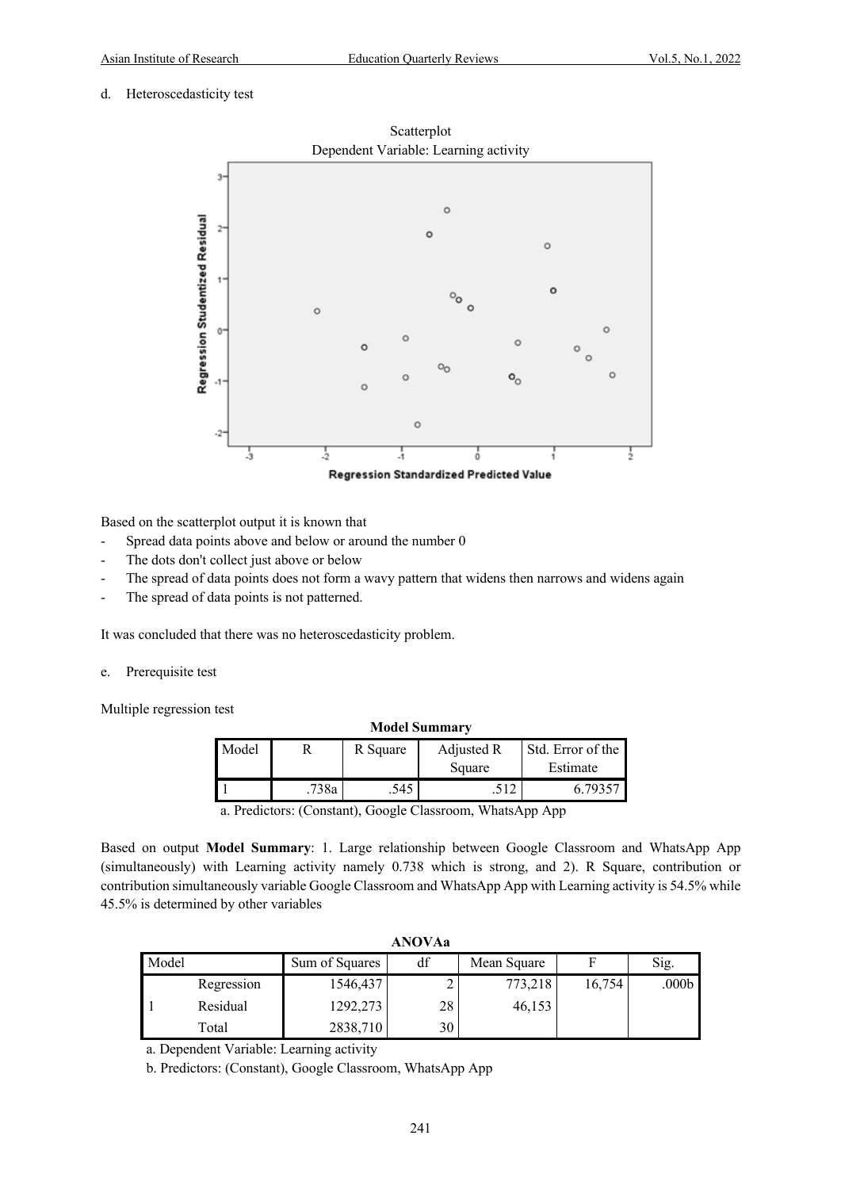d. Heteroscedasticity test

Scatterplot
Dependent Variable: Learning activity

Based on the scatterplot output it is known that

- Spread data points above and below or around the number 0
- The dots don't collect just above or below
- The spread of data points does not form a wavy pattern that widens then narrows and widens again
- The spread of data points is not patterned.

It was concluded that there was no heteroscedasticity problem.

e. Prerequisite test

Multiple regression test

**Model Summary**

| Model | R | R Square | Adjusted R Square | Std. Error of the Estimate |
|---|---|---|---|---|
| 1 | .738a | .545 | .512 | 6.79357 |

a. Predictors: (Constant), Google Classroom, WhatsApp App

Based on output **Model Summary**: 1. Large relationship between Google Classroom and WhatsApp App (simultaneously) with Learning activity namely 0.738 which is strong, and 2). R Square, contribution or contribution simultaneously variable Google Classroom and WhatsApp App with Learning activity is 54.5% while 45.5% is determined by other variables

**ANOVAa**

| Model | | Sum of Squares | df | Mean Square | F | Sig. |
|---|---|---|---|---|---|---|
| 1 | Regression | 1546,437 | 2 | 773,218 | 16,754 | .000b |
| | Residual | 1292,273 | 28 | 46,153 | | |
| | Total | 2838,710 | 30 | | | |

a. Dependent Variable: Learning activity

b. Predictors: (Constant), Google Classroom, WhatsApp App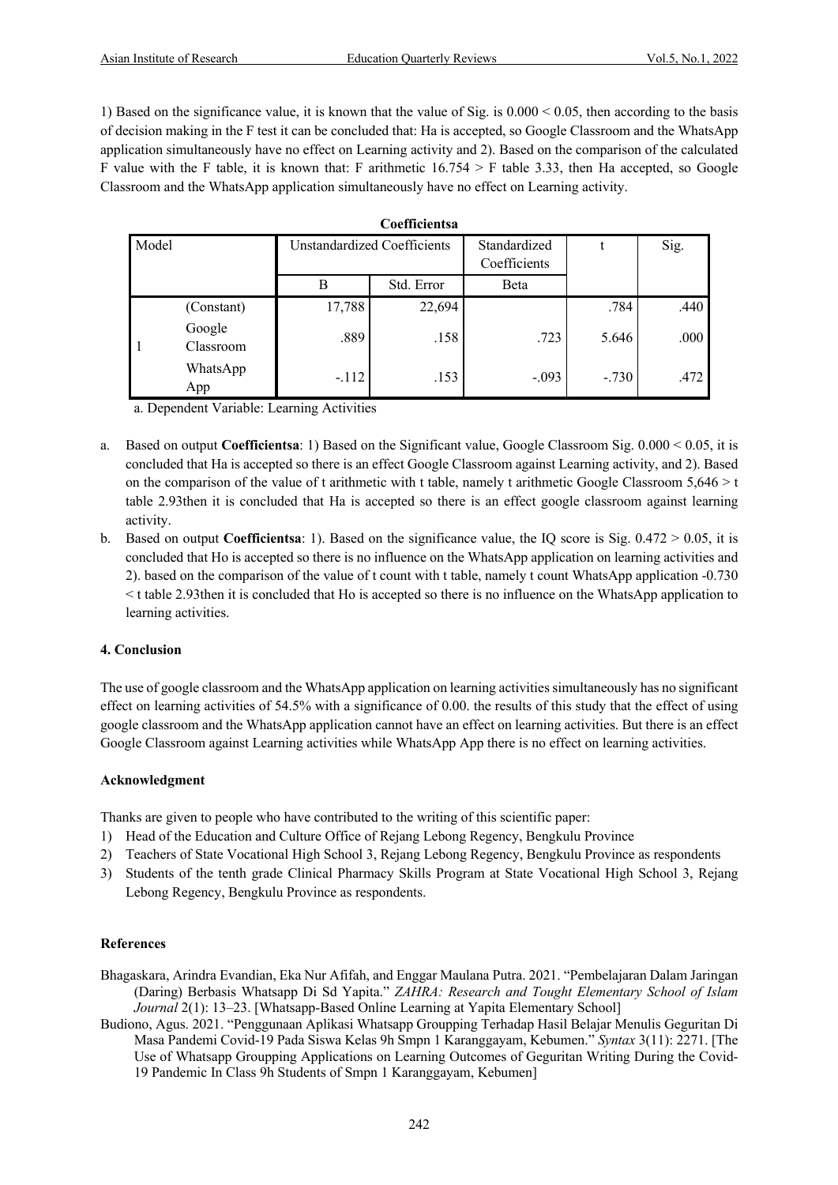1) Based on the significance value, it is known that the value of Sig. is 0.000 < 0.05, then according to the basis of decision making in the F test it can be concluded that: Ha is accepted, so Google Classroom and the WhatsApp application simultaneously have no effect on Learning activity and 2). Based on the comparison of the calculated F value with the F table, it is known that: F arithmetic 16.754 > F table 3.33, then Ha accepted, so Google Classroom and the WhatsApp application simultaneously have no effect on Learning activity.

**Coefficientsa**

| Model | | Unstandardized Coefficients | | Standardized Coefficients | t | Sig. |
|---|---|---|---|---|---|---|
| | | B | Std. Error | Beta | | |
| 1 | (Constant) | 17,788 | 22,694 | | .784 | .440 |
| | Google Classroom | .889 | .158 | .723 | 5.646 | .000 |
| | WhatsApp App | -.112 | .153 | -.093 | -.730 | .472 |

a. Dependent Variable: Learning Activities

a. Based on output **Coefficientsa**: 1) Based on the Significant value, Google Classroom Sig. 0.000 < 0.05, it is concluded that Ha is accepted so there is an effect Google Classroom against Learning activity, and 2). Based on the comparison of the value of t arithmetic with t table, namely t arithmetic Google Classroom 5,646 > t table 2.93then it is concluded that Ha is accepted so there is an effect google classroom against learning activity.
b. Based on output **Coefficientsa**: 1). Based on the significance value, the IQ score is Sig. 0.472 > 0.05, it is concluded that Ho is accepted so there is no influence on the WhatsApp application on learning activities and 2). based on the comparison of the value of t count with t table, namely t count WhatsApp application -0.730 < t table 2.93then it is concluded that Ho is accepted so there is no influence on the WhatsApp application to learning activities.

### 4. Conclusion

The use of google classroom and the WhatsApp application on learning activities simultaneously has no significant effect on learning activities of 54.5% with a significance of 0.00. the results of this study that the effect of using google classroom and the WhatsApp application cannot have an effect on learning activities. But there is an effect Google Classroom against Learning activities while WhatsApp App there is no effect on learning activities.

### Acknowledgment

Thanks are given to people who have contributed to the writing of this scientific paper:

1) Head of the Education and Culture Office of Rejang Lebong Regency, Bengkulu Province
2) Teachers of State Vocational High School 3, Rejang Lebong Regency, Bengkulu Province as respondents
3) Students of the tenth grade Clinical Pharmacy Skills Program at State Vocational High School 3, Rejang Lebong Regency, Bengkulu Province as respondents.

### References

Bhagaskara, Arindra Evandian, Eka Nur Afifah, and Enggar Maulana Putra. 2021. "Pembelajaran Dalam Jaringan (Daring) Berbasis Whatsapp Di Sd Yapita." *ZAHRA: Research and Tought Elementary School of Islam Journal* 2(1): 13–23. [Whatsapp-Based Online Learning at Yapita Elementary School]

Budiono, Agus. 2021. "Penggunaan Aplikasi Whatsapp Groupping Terhadap Hasil Belajar Menulis Geguritan Di Masa Pandemi Covid-19 Pada Siswa Kelas 9h Smpn 1 Karanggayam, Kebumen." *Syntax* 3(11): 2271. [The Use of Whatsapp Groupping Applications on Learning Outcomes of Geguritan Writing During the Covid-19 Pandemic In Class 9h Students of Smpn 1 Karanggayam, Kebumen]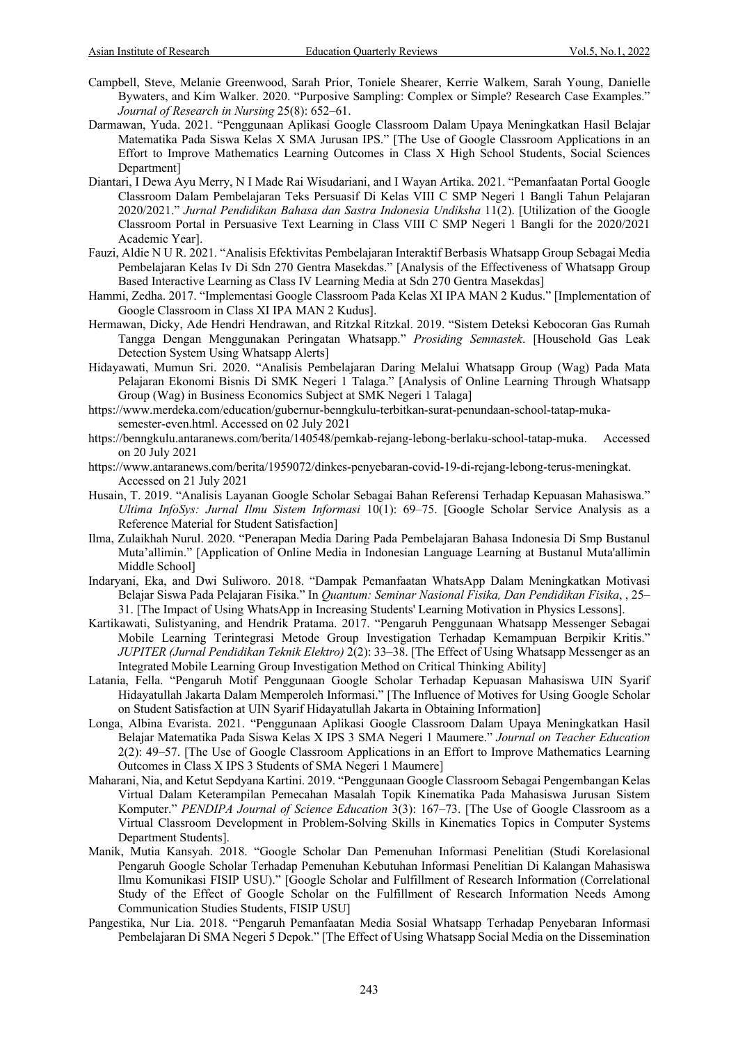Campbell, Steve, Melanie Greenwood, Sarah Prior, Toniele Shearer, Kerrie Walkem, Sarah Young, Danielle Bywaters, and Kim Walker. 2020. "Purposive Sampling: Complex or Simple? Research Case Examples." *Journal of Research in Nursing* 25(8): 652–61.

Darmawan, Yuda. 2021. "Penggunaan Aplikasi Google Classroom Dalam Upaya Meningkatkan Hasil Belajar Matematika Pada Siswa Kelas X SMA Jurusan IPS." [The Use of Google Classroom Applications in an Effort to Improve Mathematics Learning Outcomes in Class X High School Students, Social Sciences Department]

Diantari, I Dewa Ayu Merry, N I Made Rai Wisudariani, and I Wayan Artika. 2021. "Pemanfaatan Portal Google Classroom Dalam Pembelajaran Teks Persuasif Di Kelas VIII C SMP Negeri 1 Bangli Tahun Pelajaran 2020/2021." *Jurnal Pendidikan Bahasa dan Sastra Indonesia Undiksha* 11(2). [Utilization of the Google Classroom Portal in Persuasive Text Learning in Class VIII C SMP Negeri 1 Bangli for the 2020/2021 Academic Year].

Fauzi, Aldie N U R. 2021. "Analisis Efektivitas Pembelajaran Interaktif Berbasis Whatsapp Group Sebagai Media Pembelajaran Kelas Iv Di Sdn 270 Gentra Masekdas." [Analysis of the Effectiveness of Whatsapp Group Based Interactive Learning as Class IV Learning Media at Sdn 270 Gentra Masekdas]

Hammi, Zedha. 2017. "Implementasi Google Classroom Pada Kelas XI IPA MAN 2 Kudus." [Implementation of Google Classroom in Class XI IPA MAN 2 Kudus].

Hermawan, Dicky, Ade Hendri Hendrawan, and Ritzkal Ritzkal. 2019. "Sistem Deteksi Kebocoran Gas Rumah Tangga Dengan Menggunakan Peringatan Whatsapp." *Prosiding Semnastek*. [Household Gas Leak Detection System Using Whatsapp Alerts]

Hidayawati, Mumun Sri. 2020. "Analisis Pembelajaran Daring Melalui Whatsapp Group (Wag) Pada Mata Pelajaran Ekonomi Bisnis Di SMK Negeri 1 Talaga." [Analysis of Online Learning Through Whatsapp Group (Wag) in Business Economics Subject at SMK Negeri 1 Talaga]

https://www.merdeka.com/education/gubernur-benngkulu-terbitkan-surat-penundaan-school-tatap-muka-semester-even.html. Accessed on 02 July 2021

https://benngkulu.antaranews.com/berita/140548/pemkab-rejang-lebong-berlaku-school-tatap-muka. Accessed on 20 July 2021

https://www.antaranews.com/berita/1959072/dinkes-penyebaran-covid-19-di-rejang-lebong-terus-meningkat. Accessed on 21 July 2021

Husain, T. 2019. "Analisis Layanan Google Scholar Sebagai Bahan Referensi Terhadap Kepuasan Mahasiswa." *Ultima InfoSys: Jurnal Ilmu Sistem Informasi* 10(1): 69–75. [Google Scholar Service Analysis as a Reference Material for Student Satisfaction]

Ilma, Zulaikhah Nurul. 2020. "Penerapan Media Daring Pada Pembelajaran Bahasa Indonesia Di Smp Bustanul Muta'allimin." [Application of Online Media in Indonesian Language Learning at Bustanul Muta'allimin Middle School]

Indaryani, Eka, and Dwi Suliworo. 2018. "Dampak Pemanfaatan WhatsApp Dalam Meningkatkan Motivasi Belajar Siswa Pada Pelajaran Fisika." In *Quantum: Seminar Nasional Fisika, Dan Pendidikan Fisika*, , 25–31. [The Impact of Using WhatsApp in Increasing Students' Learning Motivation in Physics Lessons].

Kartikawati, Sulistyaning, and Hendrik Pratama. 2017. "Pengaruh Penggunaan Whatsapp Messenger Sebagai Mobile Learning Terintegrasi Metode Group Investigation Terhadap Kemampuan Berpikir Kritis." *JUPITER (Jurnal Pendidikan Teknik Elektro)* 2(2): 33–38. [The Effect of Using Whatsapp Messenger as an Integrated Mobile Learning Group Investigation Method on Critical Thinking Ability]

Latania, Fella. "Pengaruh Motif Penggunaan Google Scholar Terhadap Kepuasan Mahasiswa UIN Syarif Hidayatullah Jakarta Dalam Memperoleh Informasi." [The Influence of Motives for Using Google Scholar on Student Satisfaction at UIN Syarif Hidayatullah Jakarta in Obtaining Information]

Longa, Albina Evarista. 2021. "Penggunaan Aplikasi Google Classroom Dalam Upaya Meningkatkan Hasil Belajar Matematika Pada Siswa Kelas X IPS 3 SMA Negeri 1 Maumere." *Journal on Teacher Education* 2(2): 49–57. [The Use of Google Classroom Applications in an Effort to Improve Mathematics Learning Outcomes in Class X IPS 3 Students of SMA Negeri 1 Maumere]

Maharani, Nia, and Ketut Sepdyana Kartini. 2019. "Penggunaan Google Classroom Sebagai Pengembangan Kelas Virtual Dalam Keterampilan Pemecahan Masalah Topik Kinematika Pada Mahasiswa Jurusan Sistem Komputer." *PENDIPA Journal of Science Education* 3(3): 167–73. [The Use of Google Classroom as a Virtual Classroom Development in Problem-Solving Skills in Kinematics Topics in Computer Systems Department Students].

Manik, Mutia Kansyah. 2018. "Google Scholar Dan Pemenuhan Informasi Penelitian (Studi Korelasional Pengaruh Google Scholar Terhadap Pemenuhan Kebutuhan Informasi Penelitian Di Kalangan Mahasiswa Ilmu Komunikasi FISIP USU)." [Google Scholar and Fulfillment of Research Information (Correlational Study of the Effect of Google Scholar on the Fulfillment of Research Information Needs Among Communication Studies Students, FISIP USU]

Pangestika, Nur Lia. 2018. "Pengaruh Pemanfaatan Media Sosial Whatsapp Terhadap Penyebaran Informasi Pembelajaran Di SMA Negeri 5 Depok." [The Effect of Using Whatsapp Social Media on the Dissemination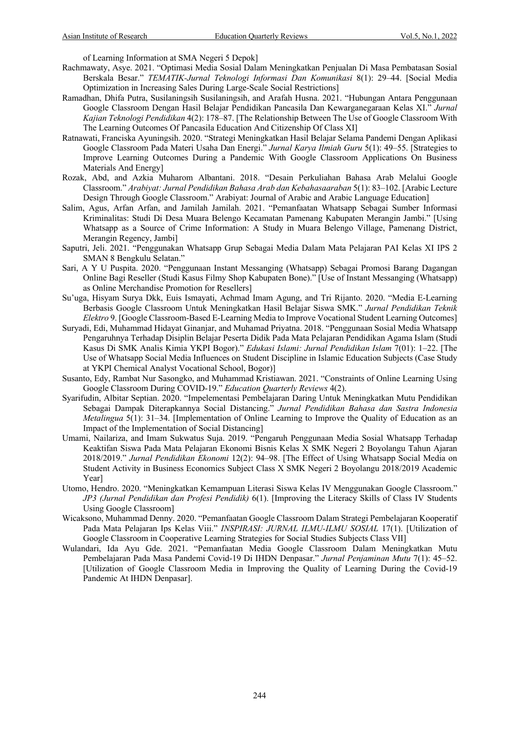of Learning Information at SMA Negeri 5 Depok]

Rachmawaty, Asye. 2021. "Optimasi Media Sosial Dalam Meningkatkan Penjualan Di Masa Pembatasan Sosial Berskala Besar." *TEMATIK-Jurnal Teknologi Informasi Dan Komunikasi* 8(1): 29–44. [Social Media Optimization in Increasing Sales During Large-Scale Social Restrictions]

Ramadhan, Dhifa Putra, Susilaningsih Susilaningsih, and Arafah Husna. 2021. "Hubungan Antara Penggunaan Google Classroom Dengan Hasil Belajar Pendidikan Pancasila Dan Kewarganegaraan Kelas XI." *Jurnal Kajian Teknologi Pendidikan* 4(2): 178–87. [The Relationship Between The Use of Google Classroom With The Learning Outcomes Of Pancasila Education And Citizenship Of Class XI]

Ratnawati, Franciska Ayuningsih. 2020. "Strategi Meningkatkan Hasil Belajar Selama Pandemi Dengan Aplikasi Google Classroom Pada Materi Usaha Dan Energi." *Jurnal Karya Ilmiah Guru* 5(1): 49–55. [Strategies to Improve Learning Outcomes During a Pandemic With Google Classroom Applications On Business Materials And Energy]

Rozak, Abd, and Azkia Muharom Albantani. 2018. "Desain Perkuliahan Bahasa Arab Melalui Google Classroom." *Arabiyat: Jurnal Pendidikan Bahasa Arab dan Kebahasaaraban* 5(1): 83–102. [Arabic Lecture Design Through Google Classroom." Arabiyat: Journal of Arabic and Arabic Language Education]

Salim, Agus, Arfan Arfan, and Jamilah Jamilah. 2021. "Pemanfaatan Whatsapp Sebagai Sumber Informasi Kriminalitas: Studi Di Desa Muara Belengo Kecamatan Pamenang Kabupaten Merangin Jambi." [Using Whatsapp as a Source of Crime Information: A Study in Muara Belengo Village, Pamenang District, Merangin Regency, Jambi]

Saputri, Jeli. 2021. "Penggunakan Whatsapp Grup Sebagai Media Dalam Mata Pelajaran PAI Kelas XI IPS 2 SMAN 8 Bengkulu Selatan."

Sari, A Y U Puspita. 2020. "Penggunaan Instant Messanging (Whatsapp) Sebagai Promosi Barang Dagangan Online Bagi Reseller (Studi Kasus Filmy Shop Kabupaten Bone)." [Use of Instant Messanging (Whatsapp) as Online Merchandise Promotion for Resellers]

Su'uga, Hisyam Surya Dkk, Euis Ismayati, Achmad Imam Agung, and Tri Rijanto. 2020. "Media E-Learning Berbasis Google Classroom Untuk Meningkatkan Hasil Belajar Siswa SMK." *Jurnal Pendidikan Teknik Elektro* 9. [Google Classroom-Based E-Learning Media to Improve Vocational Student Learning Outcomes]

Suryadi, Edi, Muhammad Hidayat Ginanjar, and Muhamad Priyatna. 2018. "Penggunaan Sosial Media Whatsapp Pengaruhnya Terhadap Disiplin Belajar Peserta Didik Pada Mata Pelajaran Pendidikan Agama Islam (Studi Kasus Di SMK Analis Kimia YKPI Bogor)." *Edukasi Islami: Jurnal Pendidikan Islam* 7(01): 1–22. [The Use of Whatsapp Social Media Influences on Student Discipline in Islamic Education Subjects (Case Study at YKPI Chemical Analyst Vocational School, Bogor)]

Susanto, Edy, Rambat Nur Sasongko, and Muhammad Kristiawan. 2021. "Constraints of Online Learning Using Google Classroom During COVID-19." *Education Quarterly Reviews* 4(2).

Syarifudin, Albitar Septian. 2020. "Impelementasi Pembelajaran Daring Untuk Meningkatkan Mutu Pendidikan Sebagai Dampak Diterapkannya Social Distancing." *Jurnal Pendidikan Bahasa dan Sastra Indonesia Metalingua* 5(1): 31–34. [Implementation of Online Learning to Improve the Quality of Education as an Impact of the Implementation of Social Distancing]

Umami, Nailariza, and Imam Sukwatus Suja. 2019. "Pengaruh Penggunaan Media Sosial Whatsapp Terhadap Keaktifan Siswa Pada Mata Pelajaran Ekonomi Bisnis Kelas X SMK Negeri 2 Boyolangu Tahun Ajaran 2018/2019." *Jurnal Pendidikan Ekonomi* 12(2): 94–98. [The Effect of Using Whatsapp Social Media on Student Activity in Business Economics Subject Class X SMK Negeri 2 Boyolangu 2018/2019 Academic Year]

Utomo, Hendro. 2020. "Meningkatkan Kemampuan Literasi Siswa Kelas IV Menggunakan Google Classroom." *JP3 (Jurnal Pendidikan dan Profesi Pendidik)* 6(1). [Improving the Literacy Skills of Class IV Students Using Google Classroom]

Wicaksono, Muhammad Denny. 2020. "Pemanfaatan Google Classroom Dalam Strategi Pembelajaran Kooperatif Pada Mata Pelajaran Ips Kelas Viii." *INSPIRASI: JURNAL ILMU-ILMU SOSIAL* 17(1). [Utilization of Google Classroom in Cooperative Learning Strategies for Social Studies Subjects Class VII]

Wulandari, Ida Ayu Gde. 2021. "Pemanfaatan Media Google Classroom Dalam Meningkatkan Mutu Pembelajaran Pada Masa Pandemi Covid-19 Di IHDN Denpasar." *Jurnal Penjaminan Mutu* 7(1): 45–52. [Utilization of Google Classroom Media in Improving the Quality of Learning During the Covid-19 Pandemic At IHDN Denpasar].